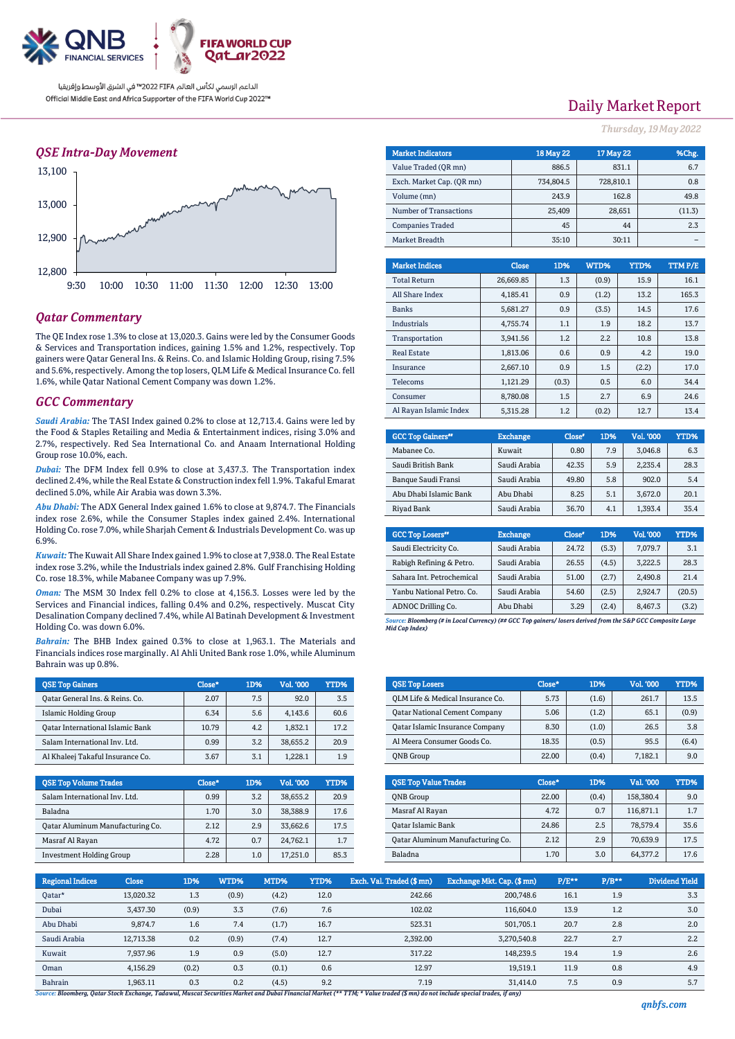الداعم الرسمي لكأس العالم FIFA 2022™ في الشرق الأوسط وإفريقيا

Official Middle East and Africa Supporter of the FIFA World Cup 2022™

# Daily Market Report

*Thursday, 19 May 2022*

## QSE Intra-Day Movement

## Qatar Commentary

The QE Index rose 1.3% to close at 13,020.3. Gains were led by the Consumer Goods & Services and Transportation indices, gaining 1.5% and 1.2%, respectively. Top gainers were Qatar General Ins. & Reins. Co. and Islamic Holding Group, rising 7.5% and 5.6%, respectively. Among the top losers, QLM Life & Medical Insurance Co. fell 1.6%, while Qatar National Cement Company was down 1.2%.

## GCC Commentary

*Saudi Arabia:* The TASI Index gained 0.2% to close at 12,713.4. Gains were led by the Food & Staples Retailing and Media & Entertainment indices, rising 3.0% and 2.7%, respectively. Red Sea International Co. and Anaam International Holding Group rose 10.0%, each.

*Dubai:* The DFM Index fell 0.9% to close at 3,437.3. The Transportation index declined 2.4%, while the Real Estate & Construction index fell 1.9%. Takaful Emarat declined 5.0%, while Air Arabia was down 3.3%.

*Abu Dhabi:* The ADX General Index gained 1.6% to close at 9,874.7. The Financials index rose 2.6%, while the Consumer Staples index gained 2.4%. International Holding Co. rose 7.0%, while Sharjah Cement & Industrials Development Co. was up 6.9%.

*Kuwait:* The Kuwait All Share Index gained 1.9% to close at 7,938.0. The Real Estate index rose 3.2%, while the Industrials index gained 2.8%. Gulf Franchising Holding Co. rose 18.3%, while Mabanee Company was up 7.9%.

*Oman:* The MSM 30 Index fell 0.2% to close at 4,156.3. Losses were led by the Services and Financial indices, falling 0.4% and 0.2%, respectively. Muscat City Desalination Company declined 7.4%, while Al Batinah Development & Investment Holding Co. was down 6.0%.

*Bahrain:* The BHB Index gained 0.3% to close at 1,963.1. The Materials and Financials indices rose marginally. Al Ahli United Bank rose 1.0%, while Aluminum Bahrain was up 0.8%.

| Market Indicators | 18 May 22 | 17 May 22 | %Chg. |
|---|---|---|---|
| Value Traded (QR mn) | 886.5 | 831.1 | 6.7 |
| Exch. Market Cap. (QR mn) | 734,804.5 | 728,810.1 | 0.8 |
| Volume (mn) | 243.9 | 162.8 | 49.8 |
| Number of Transactions | 25,409 | 28,651 | (11.3) |
| Companies Traded | 45 | 44 | 2.3 |
| Market Breadth | 35:10 | 30:11 | – |

| Market Indices | Close | 1D% | WTD% | YTD% | TTM P/E |
|---|---|---|---|---|---|
| Total Return | 26,669.85 | 1.3 | (0.9) | 15.9 | 16.1 |
| All Share Index | 4,185.41 | 0.9 | (1.2) | 13.2 | 165.3 |
| Banks | 5,681.27 | 0.9 | (3.5) | 14.5 | 17.6 |
| Industrials | 4,755.74 | 1.1 | 1.9 | 18.2 | 13.7 |
| Transportation | 3,941.56 | 1.2 | 2.2 | 10.8 | 13.8 |
| Real Estate | 1,813.06 | 0.6 | 0.9 | 4.2 | 19.0 |
| Insurance | 2,667.10 | 0.9 | 1.5 | (2.2) | 17.0 |
| Telecoms | 1,121.29 | (0.3) | 0.5 | 6.0 | 34.4 |
| Consumer | 8,780.08 | 1.5 | 2.7 | 6.9 | 24.6 |
| Al Rayan Islamic Index | 5,315.28 | 1.2 | (0.2) | 12.7 | 13.4 |

| GCC Top Gainers## | Exchange | Close# | 1D% | Vol. '000 | YTD% |
|---|---|---|---|---|---|
| Mabanee Co. | Kuwait | 0.80 | 7.9 | 3,046.8 | 6.3 |
| Saudi British Bank | Saudi Arabia | 42.35 | 5.9 | 2,235.4 | 28.3 |
| Banque Saudi Fransi | Saudi Arabia | 49.80 | 5.8 | 902.0 | 5.4 |
| Abu Dhabi Islamic Bank | Abu Dhabi | 8.25 | 5.1 | 3,672.0 | 20.1 |
| Riyad Bank | Saudi Arabia | 36.70 | 4.1 | 1,393.4 | 35.4 |

| GCC Top Losers## | Exchange | Close# | 1D% | Vol. '000 | YTD% |
|---|---|---|---|---|---|
| Saudi Electricity Co. | Saudi Arabia | 24.72 | (5.3) | 7,079.7 | 3.1 |
| Rabigh Refining & Petro. | Saudi Arabia | 26.55 | (4.5) | 3,222.5 | 28.3 |
| Sahara Int. Petrochemical | Saudi Arabia | 51.00 | (2.7) | 2,490.8 | 21.4 |
| Yanbu National Petro. Co. | Saudi Arabia | 54.60 | (2.5) | 2,924.7 | (20.5) |
| ADNOC Drilling Co. | Abu Dhabi | 3.29 | (2.4) | 8,467.3 | (3.2) |

*Source: Bloomberg (# in Local Currency) (## GCC Top gainers/ losers derived from the S&P GCC Composite Large Mid Cap Index)*

| QSE Top Gainers | Close* | 1D% | Vol. '000 | YTD% |
|---|---|---|---|---|
| Qatar General Ins. & Reins. Co. | 2.07 | 7.5 | 92.0 | 3.5 |
| Islamic Holding Group | 6.34 | 5.6 | 4,143.6 | 60.6 |
| Qatar International Islamic Bank | 10.79 | 4.2 | 1,832.1 | 17.2 |
| Salam International Inv. Ltd. | 0.99 | 3.2 | 38,655.2 | 20.9 |
| Al Khaleej Takaful Insurance Co. | 3.67 | 3.1 | 1,228.1 | 1.9 |

| QSE Top Losers | Close* | 1D% | Vol. '000 | YTD% |
|---|---|---|---|---|
| QLM Life & Medical Insurance Co. | 5.73 | (1.6) | 261.7 | 13.5 |
| Qatar National Cement Company | 5.06 | (1.2) | 65.1 | (0.9) |
| Qatar Islamic Insurance Company | 8.30 | (1.0) | 26.5 | 3.8 |
| Al Meera Consumer Goods Co. | 18.35 | (0.5) | 95.5 | (6.4) |
| QNB Group | 22.00 | (0.4) | 7,182.1 | 9.0 |

| QSE Top Volume Trades | Close* | 1D% | Vol. '000 | YTD% |
|---|---|---|---|---|
| Salam International Inv. Ltd. | 0.99 | 3.2 | 38,655.2 | 20.9 |
| Baladna | 1.70 | 3.0 | 38,388.9 | 17.6 |
| Qatar Aluminum Manufacturing Co. | 2.12 | 2.9 | 33,662.6 | 17.5 |
| Masraf Al Rayan | 4.72 | 0.7 | 24,762.1 | 1.7 |
| Investment Holding Group | 2.28 | 1.0 | 17,251.0 | 85.3 |

| QSE Top Value Trades | Close* | 1D% | Val. '000 | YTD% |
|---|---|---|---|---|
| QNB Group | 22.00 | (0.4) | 158,380.4 | 9.0 |
| Masraf Al Rayan | 4.72 | 0.7 | 116,871.1 | 1.7 |
| Qatar Islamic Bank | 24.86 | 2.5 | 78,579.4 | 35.6 |
| Qatar Aluminum Manufacturing Co. | 2.12 | 2.9 | 70,639.9 | 17.5 |
| Baladna | 1.70 | 3.0 | 64,377.2 | 17.6 |

| Regional Indices | Close | 1D% | WTD% | MTD% | YTD% | Exch. Val. Traded ($ mn) | Exchange Mkt. Cap. ($ mn) | P/E** | P/B** | Dividend Yield |
|---|---|---|---|---|---|---|---|---|---|---|
| Qatar* | 13,020.32 | 1.3 | (0.9) | (4.2) | 12.0 | 242.66 | 200,748.6 | 16.1 | 1.9 | 3.3 |
| Dubai | 3,437.30 | (0.9) | 3.3 | (7.6) | 7.6 | 102.02 | 116,604.0 | 13.9 | 1.2 | 3.0 |
| Abu Dhabi | 9,874.7 | 1.6 | 7.4 | (1.7) | 16.7 | 523.31 | 501,705.1 | 20.7 | 2.8 | 2.0 |
| Saudi Arabia | 12,713.38 | 0.2 | (0.9) | (7.4) | 12.7 | 2,392.00 | 3,270,540.8 | 22.7 | 2.7 | 2.2 |
| Kuwait | 7,937.96 | 1.9 | 0.9 | (5.0) | 12.7 | 317.22 | 148,239.5 | 19.4 | 1.9 | 2.6 |
| Oman | 4,156.29 | (0.2) | 0.3 | (0.1) | 0.6 | 12.97 | 19,519.1 | 11.9 | 0.8 | 4.9 |
| Bahrain | 1,963.11 | 0.3 | 0.2 | (4.5) | 9.2 | 7.19 | 31,414.0 | 7.5 | 0.9 | 5.7 |

*Source: Bloomberg, Qatar Stock Exchange, Tadawul, Muscat Securities Market and Dubai Financial Market (** TTM; * Value traded ($ mn) do not include special trades, if any)*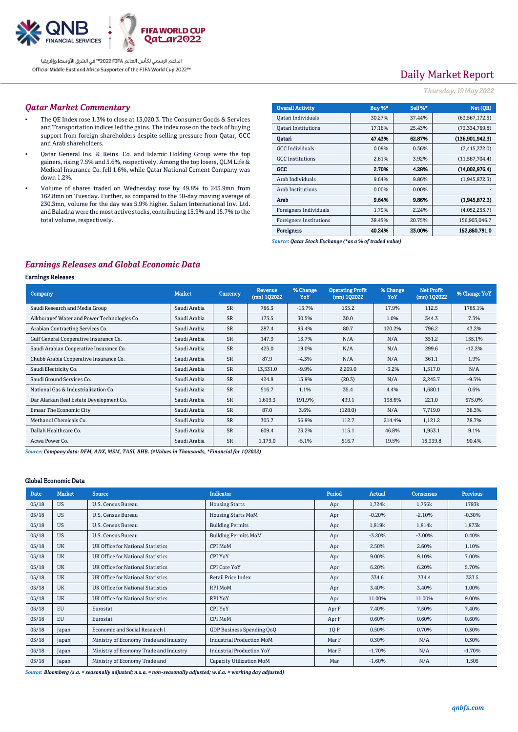Daily Market Report

*Thursday, 19 May 2022*

## *Qatar Market Commentary*

- The QE Index rose 1.3% to close at 13,020.3. The Consumer Goods & Services and Transportation indices led the gains. The index rose on the back of buying support from foreign shareholders despite selling pressure from Qatar, GCC and Arab shareholders.
- Qatar General Ins. & Reins. Co. and Islamic Holding Group were the top gainers, rising 7.5% and 5.6%, respectively. Among the top losers, QLM Life & Medical Insurance Co. fell 1.6%, while Qatar National Cement Company was down 1.2%.
- Volume of shares traded on Wednesday rose by 49.8% to 243.9mn from 162.8mn on Tuesday. Further, as compared to the 30-day moving average of 230.3mn, volume for the day was 5.9% higher. Salam International Inv. Ltd. and Baladna were the most active stocks, contributing 15.9% and 15.7% to the total volume, respectively.

| Overall Activity | Buy %* | Sell %* | Net (QR) |
|---|---|---|---|
| Qatari Individuals | 30.27% | 37.44% | (63,567,172.5) |
| Qatari Institutions | 17.16% | 25.43% | (73,334,769.8) |
| **Qatari** | **47.43%** | **62.87%** | **(136,901,942.3)** |
| GCC Individuals | 0.09% | 0.36% | (2,415,272.0) |
| GCC Institutions | 2.61% | 3.92% | (11,587,704.4) |
| **GCC** | **2.70%** | **4.28%** | **(14,002,976.4)** |
| Arab Individuals | 9.64% | 9.86% | (1,945,872.3) |
| Arab Institutions | 0.00% | 0.00% | - |
| **Arab** | **9.64%** | **9.86%** | **(1,945,872.3)** |
| Foreigners Individuals | 1.79% | 2.24% | (4,052,255.7) |
| Foreigners Institutions | 38.45% | 20.75% | 156,903,046.7 |
| **Foreigners** | **40.24%** | **23.00%** | **152,850,791.0** |

*Source: Qatar Stock Exchange (\*as a % of traded value)*

## *Earnings Releases and Global Economic Data*

### Earnings Releases

| Company | Market | Currency | Revenue (mn) 1Q2022 | % Change YoY | Operating Profit (mn) 1Q2022 | % Change YoY | Net Profit (mn) 1Q2022 | % Change YoY |
|---|---|---|---|---|---|---|---|---|
| Saudi Research and Media Group | Saudi Arabia | SR | 786.3 | -15.7% | 135.2 | 17.9% | 112.5 | 1765.1% |
| Alkhorayef Water and Power Technologies Co | Saudi Arabia | SR | 173.5 | 30.5% | 30.0 | 1.0% | 344.3 | 7.3% |
| Arabian Contracting Services Co. | Saudi Arabia | SR | 287.4 | 93.4% | 80.7 | 120.2% | 796.2 | 43.2% |
| Gulf General Cooperative Insurance Co. | Saudi Arabia | SR | 147.9 | 13.7% | N/A | N/A | 351.2 | 155.1% |
| Saudi Arabian Cooperative Insurance Co. | Saudi Arabia | SR | 425.0 | 19.0% | N/A | N/A | 299.6 | -12.2% |
| Chubb Arabia Cooperative Insurance Co. | Saudi Arabia | SR | 87.9 | -4.3% | N/A | N/A | 361.1 | 1.9% |
| Saudi Electricity Co. | Saudi Arabia | SR | 13,531.0 | -9.9% | 2,209.0 | -3.2% | 1,517.0 | N/A |
| Saudi Ground Services Co. | Saudi Arabia | SR | 424.8 | 13.9% | (20.3) | N/A | 2,245.7 | -9.5% |
| National Gas & Industrialization Co. | Saudi Arabia | SR | 516.7 | 1.1% | 35.4 | 4.4% | 1,680.1 | 0.6% |
| Dar Alarkan Real Estate Development Co. | Saudi Arabia | SR | 1,619.3 | 191.9% | 499.1 | 198.6% | 221.0 | 675.0% |
| Emaar The Economic City | Saudi Arabia | SR | 87.0 | 3.6% | (128.0) | N/A | 7,719.0 | 36.3% |
| Methanol Chemicals Co. | Saudi Arabia | SR | 305.7 | 56.9% | 112.7 | 214.4% | 1,121.2 | 38.7% |
| Dallah Healthcare Co. | Saudi Arabia | SR | 609.4 | 23.2% | 115.1 | 46.8% | 1,953.1 | 9.1% |
| Acwa Power Co. | Saudi Arabia | SR | 1,179.0 | -5.1% | 516.7 | 19.5% | 15,339.8 | 90.4% |

*Source: Company data: DFM, ADX, MSM, TASI, BHB. (#Values in Thousands, \*Financial for 1Q2022)*

### Global Economic Data

| Date | Market | Source | Indicator | Period | Actual | Consensus | Previous |
|---|---|---|---|---|---|---|---|
| 05/18 | US | U.S. Census Bureau | Housing Starts | Apr | 1,724k | 1,756k | 1793k |
| 05/18 | US | U.S. Census Bureau | Housing Starts MoM | Apr | -0.20% | -2.10% | -0.30% |
| 05/18 | US | U.S. Census Bureau | Building Permits | Apr | 1,819k | 1,814k | 1,873k |
| 05/18 | US | U.S. Census Bureau | Building Permits MoM | Apr | -3.20% | -3.00% | 0.40% |
| 05/18 | UK | UK Office for National Statistics | CPI MoM | Apr | 2.50% | 2.60% | 1.10% |
| 05/18 | UK | UK Office for National Statistics | CPI YoY | Apr | 9.00% | 9.10% | 7.00% |
| 05/18 | UK | UK Office for National Statistics | CPI Core YoY | Apr | 6.20% | 6.20% | 5.70% |
| 05/18 | UK | UK Office for National Statistics | Retail Price Index | Apr | 334.6 | 334.4 | 323.5 |
| 05/18 | UK | UK Office for National Statistics | RPI MoM | Apr | 3.40% | 3.40% | 1.00% |
| 05/18 | UK | UK Office for National Statistics | RPI YoY | Apr | 11.00% | 11.00% | 9.00% |
| 05/18 | EU | Eurostat | CPI YoY | Apr F | 7.40% | 7.50% | 7.40% |
| 05/18 | EU | Eurostat | CPI MoM | Apr F | 0.60% | 0.60% | 0.60% |
| 05/18 | Japan | Economic and Social Research I | GDP Business Spending QoQ | 1Q P | 0.50% | 0.70% | 0.30% |
| 05/18 | Japan | Ministry of Economy Trade and Industry | Industrial Production MoM | Mar F | 0.30% | N/A | 0.30% |
| 05/18 | Japan | Ministry of Economy Trade and Industry | Industrial Production YoY | Mar F | -1.70% | N/A | -1.70% |
| 05/18 | Japan | Ministry of Economy Trade and | Capacity Utilization MoM | Mar | -1.60% | N/A | 1.505 |

*Source: Bloomberg (s.a. = seasonally adjusted; n.s.a. = non-seasonally adjusted; w.d.a. = working day adjusted)*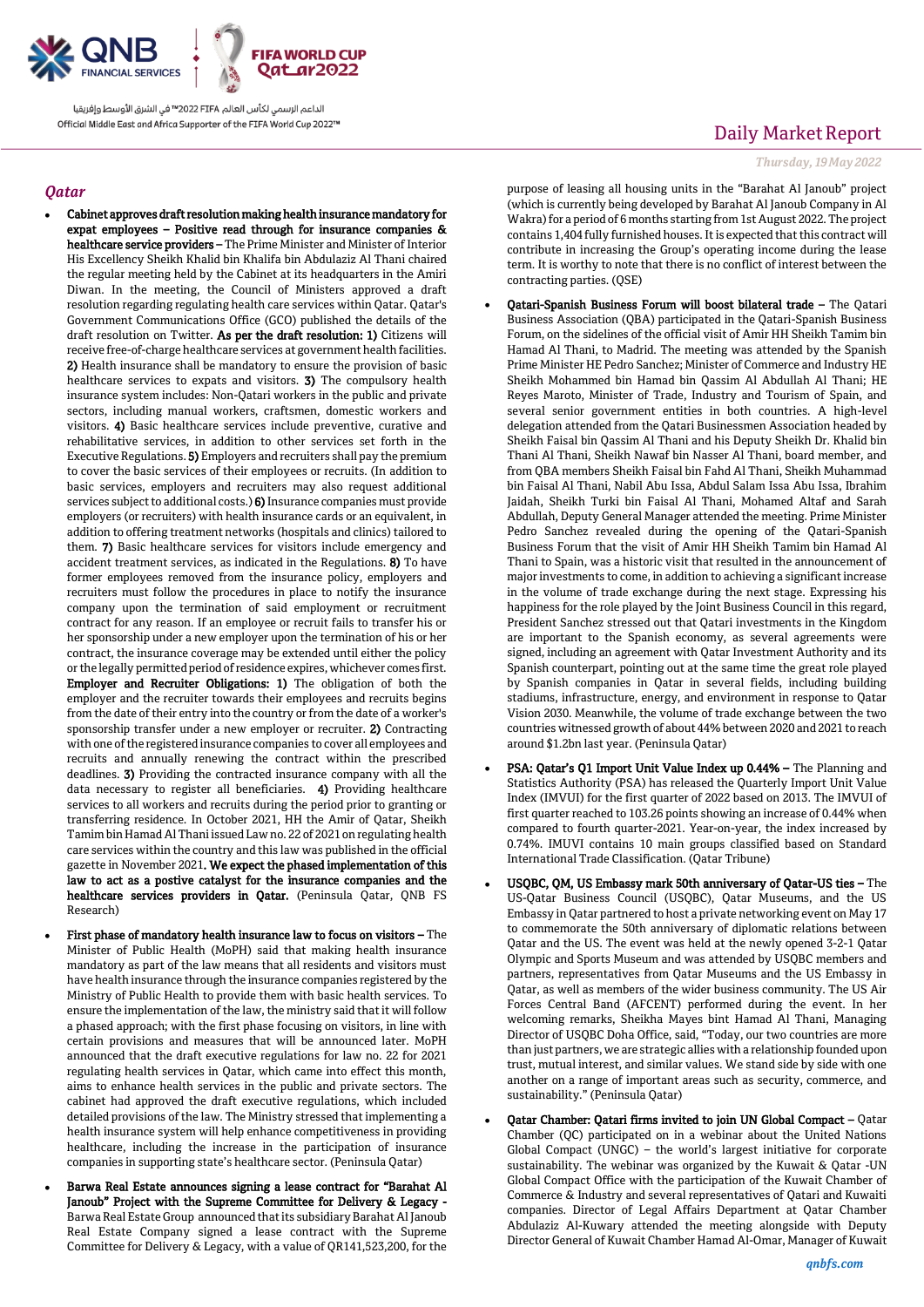## Qatar

- **Cabinet approves draft resolution making health insurance mandatory for expat employees – Positive read through for insurance companies & healthcare service providers –** The Prime Minister and Minister of Interior His Excellency Sheikh Khalid bin Khalifa bin Abdulaziz Al Thani chaired the regular meeting held by the Cabinet at its headquarters in the Amiri Diwan. In the meeting, the Council of Ministers approved a draft resolution regarding regulating health care services within Qatar. Qatar's Government Communications Office (GCO) published the details of the draft resolution on Twitter. **As per the draft resolution: 1)** Citizens will receive free-of-charge healthcare services at government health facilities. **2)** Health insurance shall be mandatory to ensure the provision of basic healthcare services to expats and visitors. **3)** The compulsory health insurance system includes: Non-Qatari workers in the public and private sectors, including manual workers, craftsmen, domestic workers and visitors. **4)** Basic healthcare services include preventive, curative and rehabilitative services, in addition to other services set forth in the Executive Regulations. **5)** Employers and recruiters shall pay the premium to cover the basic services of their employees or recruits. (In addition to basic services, employers and recruiters may also request additional services subject to additional costs.) **6)** Insurance companies must provide employers (or recruiters) with health insurance cards or an equivalent, in addition to offering treatment networks (hospitals and clinics) tailored to them. **7)** Basic healthcare services for visitors include emergency and accident treatment services, as indicated in the Regulations. **8)** To have former employees removed from the insurance policy, employers and recruiters must follow the procedures in place to notify the insurance company upon the termination of said employment or recruitment contract for any reason. If an employee or recruit fails to transfer his or her sponsorship under a new employer upon the termination of his or her contract, the insurance coverage may be extended until either the policy or the legally permitted period of residence expires, whichever comes first. **Employer and Recruiter Obligations: 1)** The obligation of both the employer and the recruiter towards their employees and recruits begins from the date of their entry into the country or from the date of a worker's sponsorship transfer under a new employer or recruiter. **2)** Contracting with one of the registered insurance companies to cover all employees and recruits and annually renewing the contract within the prescribed deadlines. **3)** Providing the contracted insurance company with all the data necessary to register all beneficiaries. **4)** Providing healthcare services to all workers and recruits during the period prior to granting or transferring residence. In October 2021, HH the Amir of Qatar, Sheikh Tamim bin Hamad Al Thani issued Law no. 22 of 2021 on regulating health care services within the country and this law was published in the official gazette in November 2021. **We expect the phased implementation of this law to act as a postive catalyst for the insurance companies and the healthcare services providers in Qatar.** (Peninsula Qatar, QNB FS Research)

- **First phase of mandatory health insurance law to focus on visitors –** The Minister of Public Health (MoPH) said that making health insurance mandatory as part of the law means that all residents and visitors must have health insurance through the insurance companies registered by the Ministry of Public Health to provide them with basic health services. To ensure the implementation of the law, the ministry said that it will follow a phased approach; with the first phase focusing on visitors, in line with certain provisions and measures that will be announced later. MoPH announced that the draft executive regulations for law no. 22 for 2021 regulating health services in Qatar, which came into effect this month, aims to enhance health services in the public and private sectors. The cabinet had approved the draft executive regulations, which included detailed provisions of the law. The Ministry stressed that implementing a health insurance system will help enhance competitiveness in providing healthcare, including the increase in the participation of insurance companies in supporting state's healthcare sector. (Peninsula Qatar)

- **Barwa Real Estate announces signing a lease contract for "Barahat Al Janoub" Project with the Supreme Committee for Delivery & Legacy -** Barwa Real Estate Group announced that its subsidiary Barahat Al Janoub Real Estate Company signed a lease contract with the Supreme Committee for Delivery & Legacy, with a value of QR141,523,200, for the purpose of leasing all housing units in the "Barahat Al Janoub" project (which is currently being developed by Barahat Al Janoub Company in Al Wakra) for a period of 6 months starting from 1st August 2022. The project contains 1,404 fully furnished houses. It is expected that this contract will contribute in increasing the Group's operating income during the lease term. It is worthy to note that there is no conflict of interest between the contracting parties. (QSE)

- **Qatari-Spanish Business Forum will boost bilateral trade –** The Qatari Business Association (QBA) participated in the Qatari-Spanish Business Forum, on the sidelines of the official visit of Amir HH Sheikh Tamim bin Hamad Al Thani, to Madrid. The meeting was attended by the Spanish Prime Minister HE Pedro Sanchez; Minister of Commerce and Industry HE Sheikh Mohammed bin Hamad bin Qassim Al Abdullah Al Thani; HE Reyes Maroto, Minister of Trade, Industry and Tourism of Spain, and several senior government entities in both countries. A high-level delegation attended from the Qatari Businessmen Association headed by Sheikh Faisal bin Qassim Al Thani and his Deputy Sheikh Dr. Khalid bin Thani Al Thani, Sheikh Nawaf bin Nasser Al Thani, board member, and from QBA members Sheikh Faisal bin Fahd Al Thani, Sheikh Muhammad bin Faisal Al Thani, Nabil Abu Issa, Abdul Salam Issa Abu Issa, Ibrahim Jaidah, Sheikh Turki bin Faisal Al Thani, Mohamed Altaf and Sarah Abdullah, Deputy General Manager attended the meeting. Prime Minister Pedro Sanchez revealed during the opening of the Qatari-Spanish Business Forum that the visit of Amir HH Sheikh Tamim bin Hamad Al Thani to Spain, was a historic visit that resulted in the announcement of major investments to come, in addition to achieving a significant increase in the volume of trade exchange during the next stage. Expressing his happiness for the role played by the Joint Business Council in this regard, President Sanchez stressed out that Qatari investments in the Kingdom are important to the Spanish economy, as several agreements were signed, including an agreement with Qatar Investment Authority and its Spanish counterpart, pointing out at the same time the great role played by Spanish companies in Qatar in several fields, including building stadiums, infrastructure, energy, and environment in response to Qatar Vision 2030. Meanwhile, the volume of trade exchange between the two countries witnessed growth of about 44% between 2020 and 2021 to reach around $1.2bn last year. (Peninsula Qatar)

- **PSA: Qatar's Q1 Import Unit Value Index up 0.44% –** The Planning and Statistics Authority (PSA) has released the Quarterly Import Unit Value Index (IMVUI) for the first quarter of 2022 based on 2013. The IMVUI of first quarter reached to 103.26 points showing an increase of 0.44% when compared to fourth quarter-2021. Year-on-year, the index increased by 0.74%. IMUVI contains 10 main groups classified based on Standard International Trade Classification. (Qatar Tribune)

- **USQBC, QM, US Embassy mark 50th anniversary of Qatar-US ties –** The US-Qatar Business Council (USQBC), Qatar Museums, and the US Embassy in Qatar partnered to host a private networking event on May 17 to commemorate the 50th anniversary of diplomatic relations between Qatar and the US. The event was held at the newly opened 3-2-1 Qatar Olympic and Sports Museum and was attended by USQBC members and partners, representatives from Qatar Museums and the US Embassy in Qatar, as well as members of the wider business community. The US Air Forces Central Band (AFCENT) performed during the event. In her welcoming remarks, Sheikha Mayes bint Hamad Al Thani, Managing Director of USQBC Doha Office, said, "Today, our two countries are more than just partners, we are strategic allies with a relationship founded upon trust, mutual interest, and similar values. We stand side by side with one another on a range of important areas such as security, commerce, and sustainability." (Peninsula Qatar)

- **Qatar Chamber: Qatari firms invited to join UN Global Compact –** Qatar Chamber (QC) participated on in a webinar about the United Nations Global Compact (UNGC) – the world's largest initiative for corporate sustainability. The webinar was organized by the Kuwait & Qatar -UN Global Compact Office with the participation of the Kuwait Chamber of Commerce & Industry and several representatives of Qatari and Kuwaiti companies. Director of Legal Affairs Department at Qatar Chamber Abdulaziz Al-Kuwary attended the meeting alongside with Deputy Director General of Kuwait Chamber Hamad Al-Omar, Manager of Kuwait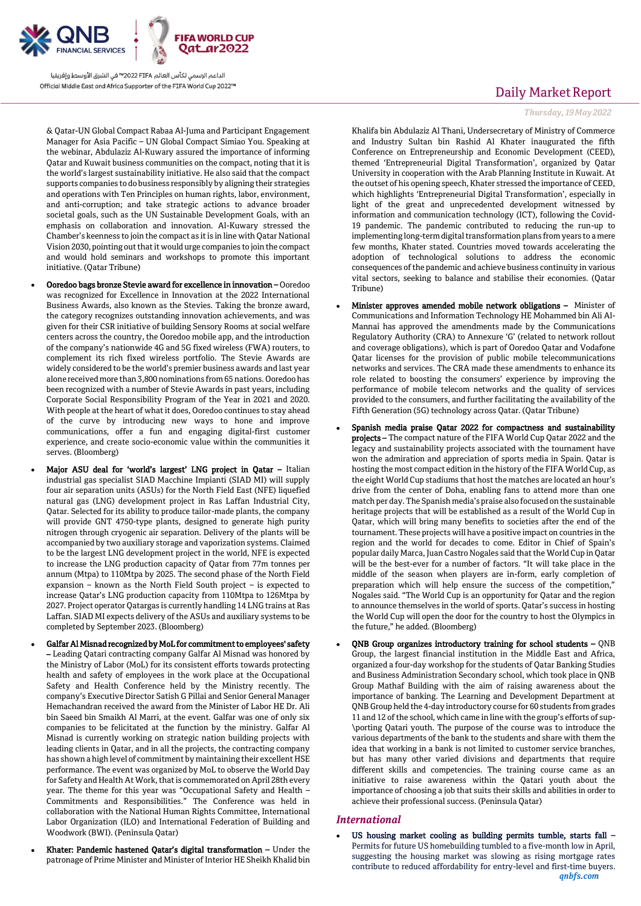& Qatar-UN Global Compact Rabaa Al-Juma and Participant Engagement Manager for Asia Pacific – UN Global Compact Simiao You. Speaking at the webinar, Abdulaziz Al-Kuwary assured the importance of informing Qatar and Kuwait business communities on the compact, noting that it is the world's largest sustainability initiative. He also said that the compact supports companies to do business responsibly by aligning their strategies and operations with Ten Principles on human rights, labor, environment, and anti-corruption; and take strategic actions to advance broader societal goals, such as the UN Sustainable Development Goals, with an emphasis on collaboration and innovation. Al-Kuwary stressed the Chamber's keenness to join the compact as it is in line with Qatar National Vision 2030, pointing out that it would urge companies to join the compact and would hold seminars and workshops to promote this important initiative. (Qatar Tribune)

- **Ooredoo bags bronze Stevie award for excellence in innovation –** Ooredoo was recognized for Excellence in Innovation at the 2022 International Business Awards, also known as the Stevies. Taking the bronze award, the category recognizes outstanding innovation achievements, and was given for their CSR initiative of building Sensory Rooms at social welfare centers across the country, the Ooredoo mobile app, and the introduction of the company's nationwide 4G and 5G fixed wireless (FWA) routers, to complement its rich fixed wireless portfolio. The Stevie Awards are widely considered to be the world's premier business awards and last year alone received more than 3,800 nominations from 65 nations. Ooredoo has been recognized with a number of Stevie Awards in past years, including Corporate Social Responsibility Program of the Year in 2021 and 2020. With people at the heart of what it does, Ooredoo continues to stay ahead of the curve by introducing new ways to hone and improve communications, offer a fun and engaging digital-first customer experience, and create socio-economic value within the communities it serves. (Bloomberg)

- **Major ASU deal for 'world's largest' LNG project in Qatar –** Italian industrial gas specialist SIAD Macchine Impianti (SIAD MI) will supply four air separation units (ASUs) for the North Field East (NFE) liquefied natural gas (LNG) development project in Ras Laffan Industrial City, Qatar. Selected for its ability to produce tailor-made plants, the company will provide GNT 4750-type plants, designed to generate high purity nitrogen through cryogenic air separation. Delivery of the plants will be accompanied by two auxiliary storage and vaporization systems. Claimed to be the largest LNG development project in the world, NFE is expected to increase the LNG production capacity of Qatar from 77m tonnes per annum (Mtpa) to 110Mtpa by 2025. The second phase of the North Field expansion – known as the North Field South project – is expected to increase Qatar's LNG production capacity from 110Mtpa to 126Mtpa by 2027. Project operator Qatargas is currently handling 14 LNG trains at Ras Laffan. SIAD MI expects delivery of the ASUs and auxiliary systems to be completed by September 2023. (Bloomberg)

- **Galfar Al Misnad recognized by MoL for commitment to employees' safety –** Leading Qatari contracting company Galfar Al Misnad was honored by the Ministry of Labor (MoL) for its consistent efforts towards protecting health and safety of employees in the work place at the Occupational Safety and Health Conference held by the Ministry recently. The company's Executive Director Satish G Pillai and Senior General Manager Hemachandran received the award from the Minister of Labor HE Dr. Ali bin Saeed bin Smaikh Al Marri, at the event. Galfar was one of only six companies to be felicitated at the function by the ministry. Galfar Al Misnad is currently working on strategic nation building projects with leading clients in Qatar, and in all the projects, the contracting company has shown a high level of commitment by maintaining their excellent HSE performance. The event was organized by MoL to observe the World Day for Safety and Health At Work, that is commemorated on April 28th every year. The theme for this year was "Occupational Safety and Health – Commitments and Responsibilities." The Conference was held in collaboration with the National Human Rights Committee, International Labor Organization (ILO) and International Federation of Building and Woodwork (BWI). (Peninsula Qatar)

- **Khater: Pandemic hastened Qatar's digital transformation –** Under the patronage of Prime Minister and Minister of Interior HE Sheikh Khalid bin Khalifa bin Abdulaziz Al Thani, Undersecretary of Ministry of Commerce and Industry Sultan bin Rashid Al Khater inaugurated the fifth Conference on Entrepreneurship and Economic Development (CEED), themed 'Entrepreneurial Digital Transformation', organized by Qatar University in cooperation with the Arab Planning Institute in Kuwait. At the outset of his opening speech, Khater stressed the importance of CEED, which highlights 'Entrepreneurial Digital Transformation', especially in light of the great and unprecedented development witnessed by information and communication technology (ICT), following the Covid-19 pandemic. The pandemic contributed to reducing the run-up to implementing long-term digital transformation plans from years to a mere few months, Khater stated. Countries moved towards accelerating the adoption of technological solutions to address the economic consequences of the pandemic and achieve business continuity in various vital sectors, seeking to balance and stabilise their economies. (Qatar Tribune)

- **Minister approves amended mobile network obligations –** Minister of Communications and Information Technology HE Mohammed bin Ali Al-Mannai has approved the amendments made by the Communications Regulatory Authority (CRA) to Annexure 'G' (related to network rollout and coverage obligations), which is part of Ooredoo Qatar and Vodafone Qatar licenses for the provision of public mobile telecommunications networks and services. The CRA made these amendments to enhance its role related to boosting the consumers' experience by improving the performance of mobile telecom networks and the quality of services provided to the consumers, and further facilitating the availability of the Fifth Generation (5G) technology across Qatar. (Qatar Tribune)

- **Spanish media praise Qatar 2022 for compactness and sustainability projects –** The compact nature of the FIFA World Cup Qatar 2022 and the legacy and sustainability projects associated with the tournament have won the admiration and appreciation of sports media in Spain. Qatar is hosting the most compact edition in the history of the FIFA World Cup, as the eight World Cup stadiums that host the matches are located an hour's drive from the center of Doha, enabling fans to attend more than one match per day. The Spanish media's praise also focused on the sustainable heritage projects that will be established as a result of the World Cup in Qatar, which will bring many benefits to societies after the end of the tournament. These projects will have a positive impact on countries in the region and the world for decades to come. Editor in Chief of Spain's popular daily Marca, Juan Castro Nogales said that the World Cup in Qatar will be the best-ever for a number of factors. "It will take place in the middle of the season when players are in-form, early completion of preparation which will help ensure the success of the competition," Nogales said. "The World Cup is an opportunity for Qatar and the region to announce themselves in the world of sports. Qatar's success in hosting the World Cup will open the door for the country to host the Olympics in the future," he added. (Bloomberg)

- **QNB Group organizes introductory training for school students –** QNB Group, the largest financial institution in the Middle East and Africa, organized a four-day workshop for the students of Qatar Banking Studies and Business Administration Secondary school, which took place in QNB Group Mathaf Building with the aim of raising awareness about the importance of banking. The Learning and Development Department at QNB Group held the 4-day introductory course for 60 students from grades 11 and 12 of the school, which came in line with the group's efforts of sup-\porting Qatari youth. The purpose of the course was to introduce the various departments of the bank to the students and share with them the idea that working in a bank is not limited to customer service branches, but has many other varied divisions and departments that require different skills and competencies. The training course came as an initiative to raise awareness within the Qatari youth about the importance of choosing a job that suits their skills and abilities in order to achieve their professional success. (Peninsula Qatar)

## *International*

- **US housing market cooling as building permits tumble, starts fall –** Permits for future US homebuilding tumbled to a five-month low in April, suggesting the housing market was slowing as rising mortgage rates contribute to reduced affordability for entry-level and first-time buyers.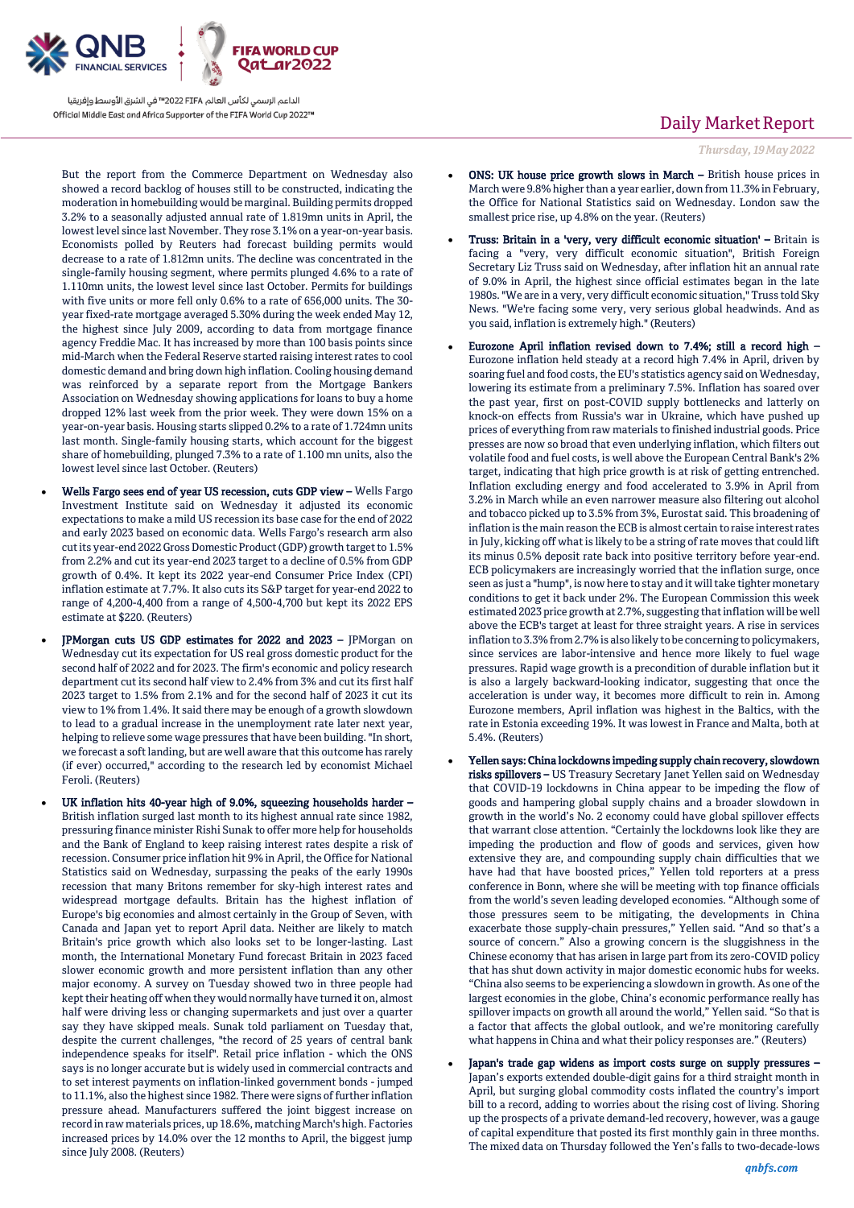But the report from the Commerce Department on Wednesday also showed a record backlog of houses still to be constructed, indicating the moderation in homebuilding would be marginal. Building permits dropped 3.2% to a seasonally adjusted annual rate of 1.819mn units in April, the lowest level since last November. They rose 3.1% on a year-on-year basis. Economists polled by Reuters had forecast building permits would decrease to a rate of 1.812mn units. The decline was concentrated in the single-family housing segment, where permits plunged 4.6% to a rate of 1.110mn units, the lowest level since last October. Permits for buildings with five units or more fell only 0.6% to a rate of 656,000 units. The 30-year fixed-rate mortgage averaged 5.30% during the week ended May 12, the highest since July 2009, according to data from mortgage finance agency Freddie Mac. It has increased by more than 100 basis points since mid-March when the Federal Reserve started raising interest rates to cool domestic demand and bring down high inflation. Cooling housing demand was reinforced by a separate report from the Mortgage Bankers Association on Wednesday showing applications for loans to buy a home dropped 12% last week from the prior week. They were down 15% on a year-on-year basis. Housing starts slipped 0.2% to a rate of 1.724mn units last month. Single-family housing starts, which account for the biggest share of homebuilding, plunged 7.3% to a rate of 1.100 mn units, also the lowest level since last October. (Reuters)

- **Wells Fargo sees end of year US recession, cuts GDP view –** Wells Fargo Investment Institute said on Wednesday it adjusted its economic expectations to make a mild US recession its base case for the end of 2022 and early 2023 based on economic data. Wells Fargo's research arm also cut its year-end 2022 Gross Domestic Product (GDP) growth target to 1.5% from 2.2% and cut its year-end 2023 target to a decline of 0.5% from GDP growth of 0.4%. It kept its 2022 year-end Consumer Price Index (CPI) inflation estimate at 7.7%. It also cuts its S&P target for year-end 2022 to range of 4,200-4,400 from a range of 4,500-4,700 but kept its 2022 EPS estimate at $220. (Reuters)
- **JPMorgan cuts US GDP estimates for 2022 and 2023 –** JPMorgan on Wednesday cut its expectation for US real gross domestic product for the second half of 2022 and for 2023. The firm's economic and policy research department cut its second half view to 2.4% from 3% and cut its first half 2023 target to 1.5% from 2.1% and for the second half of 2023 it cut its view to 1% from 1.4%. It said there may be enough of a growth slowdown to lead to a gradual increase in the unemployment rate later next year, helping to relieve some wage pressures that have been building. "In short, we forecast a soft landing, but are well aware that this outcome has rarely (if ever) occurred," according to the research led by economist Michael Feroli. (Reuters)
- **UK inflation hits 40-year high of 9.0%, squeezing households harder –** British inflation surged last month to its highest annual rate since 1982, pressuring finance minister Rishi Sunak to offer more help for households and the Bank of England to keep raising interest rates despite a risk of recession. Consumer price inflation hit 9% in April, the Office for National Statistics said on Wednesday, surpassing the peaks of the early 1990s recession that many Britons remember for sky-high interest rates and widespread mortgage defaults. Britain has the highest inflation of Europe's big economies and almost certainly in the Group of Seven, with Canada and Japan yet to report April data. Neither are likely to match Britain's price growth which also looks set to be longer-lasting. Last month, the International Monetary Fund forecast Britain in 2023 faced slower economic growth and more persistent inflation than any other major economy. A survey on Tuesday showed two in three people had kept their heating off when they would normally have turned it on, almost half were driving less or changing supermarkets and just over a quarter say they have skipped meals. Sunak told parliament on Tuesday that, despite the current challenges, "the record of 25 years of central bank independence speaks for itself". Retail price inflation - which the ONS says is no longer accurate but is widely used in commercial contracts and to set interest payments on inflation-linked government bonds - jumped to 11.1%, also the highest since 1982. There were signs of further inflation pressure ahead. Manufacturers suffered the joint biggest increase on record in raw materials prices, up 18.6%, matching March's high. Factories increased prices by 14.0% over the 12 months to April, the biggest jump since July 2008. (Reuters)
- **ONS: UK house price growth slows in March –** British house prices in March were 9.8% higher than a year earlier, down from 11.3% in February, the Office for National Statistics said on Wednesday. London saw the smallest price rise, up 4.8% on the year. (Reuters)
- **Truss: Britain in a 'very, very difficult economic situation' –** Britain is facing a "very, very difficult economic situation", British Foreign Secretary Liz Truss said on Wednesday, after inflation hit an annual rate of 9.0% in April, the highest since official estimates began in the late 1980s. "We are in a very, very difficult economic situation," Truss told Sky News. "We're facing some very, very serious global headwinds. And as you said, inflation is extremely high." (Reuters)
- **Eurozone April inflation revised down to 7.4%; still a record high –** Eurozone inflation held steady at a record high 7.4% in April, driven by soaring fuel and food costs, the EU's statistics agency said on Wednesday, lowering its estimate from a preliminary 7.5%. Inflation has soared over the past year, first on post-COVID supply bottlenecks and latterly on knock-on effects from Russia's war in Ukraine, which have pushed up prices of everything from raw materials to finished industrial goods. Price presses are now so broad that even underlying inflation, which filters out volatile food and fuel costs, is well above the European Central Bank's 2% target, indicating that high price growth is at risk of getting entrenched. Inflation excluding energy and food accelerated to 3.9% in April from 3.2% in March while an even narrower measure also filtering out alcohol and tobacco picked up to 3.5% from 3%, Eurostat said. This broadening of inflation is the main reason the ECB is almost certain to raise interest rates in July, kicking off what is likely to be a string of rate moves that could lift its minus 0.5% deposit rate back into positive territory before year-end. ECB policymakers are increasingly worried that the inflation surge, once seen as just a "hump", is now here to stay and it will take tighter monetary conditions to get it back under 2%. The European Commission this week estimated 2023 price growth at 2.7%, suggesting that inflation will be well above the ECB's target at least for three straight years. A rise in services inflation to 3.3% from 2.7% is also likely to be concerning to policymakers, since services are labor-intensive and hence more likely to fuel wage pressures. Rapid wage growth is a precondition of durable inflation but it is also a largely backward-looking indicator, suggesting that once the acceleration is under way, it becomes more difficult to rein in. Among Eurozone members, April inflation was highest in the Baltics, with the rate in Estonia exceeding 19%. It was lowest in France and Malta, both at 5.4%. (Reuters)
- **Yellen says: China lockdowns impeding supply chain recovery, slowdown risks spillovers –** US Treasury Secretary Janet Yellen said on Wednesday that COVID-19 lockdowns in China appear to be impeding the flow of goods and hampering global supply chains and a broader slowdown in growth in the world's No. 2 economy could have global spillover effects that warrant close attention. "Certainly the lockdowns look like they are impeding the production and flow of goods and services, given how extensive they are, and compounding supply chain difficulties that we have had that have boosted prices," Yellen told reporters at a press conference in Bonn, where she will be meeting with top finance officials from the world's seven leading developed economies. "Although some of those pressures seem to be mitigating, the developments in China exacerbate those supply-chain pressures," Yellen said. "And so that's a source of concern." Also a growing concern is the sluggishness in the Chinese economy that has arisen in large part from its zero-COVID policy that has shut down activity in major domestic economic hubs for weeks. "China also seems to be experiencing a slowdown in growth. As one of the largest economies in the globe, China's economic performance really has spillover impacts on growth all around the world," Yellen said. "So that is a factor that affects the global outlook, and we're monitoring carefully what happens in China and what their policy responses are." (Reuters)
- **Japan's trade gap widens as import costs surge on supply pressures –** Japan's exports extended double-digit gains for a third straight month in April, but surging global commodity costs inflated the country's import bill to a record, adding to worries about the rising cost of living. Shoring up the prospects of a private demand-led recovery, however, was a gauge of capital expenditure that posted its first monthly gain in three months. The mixed data on Thursday followed the Yen's falls to two-decade-lows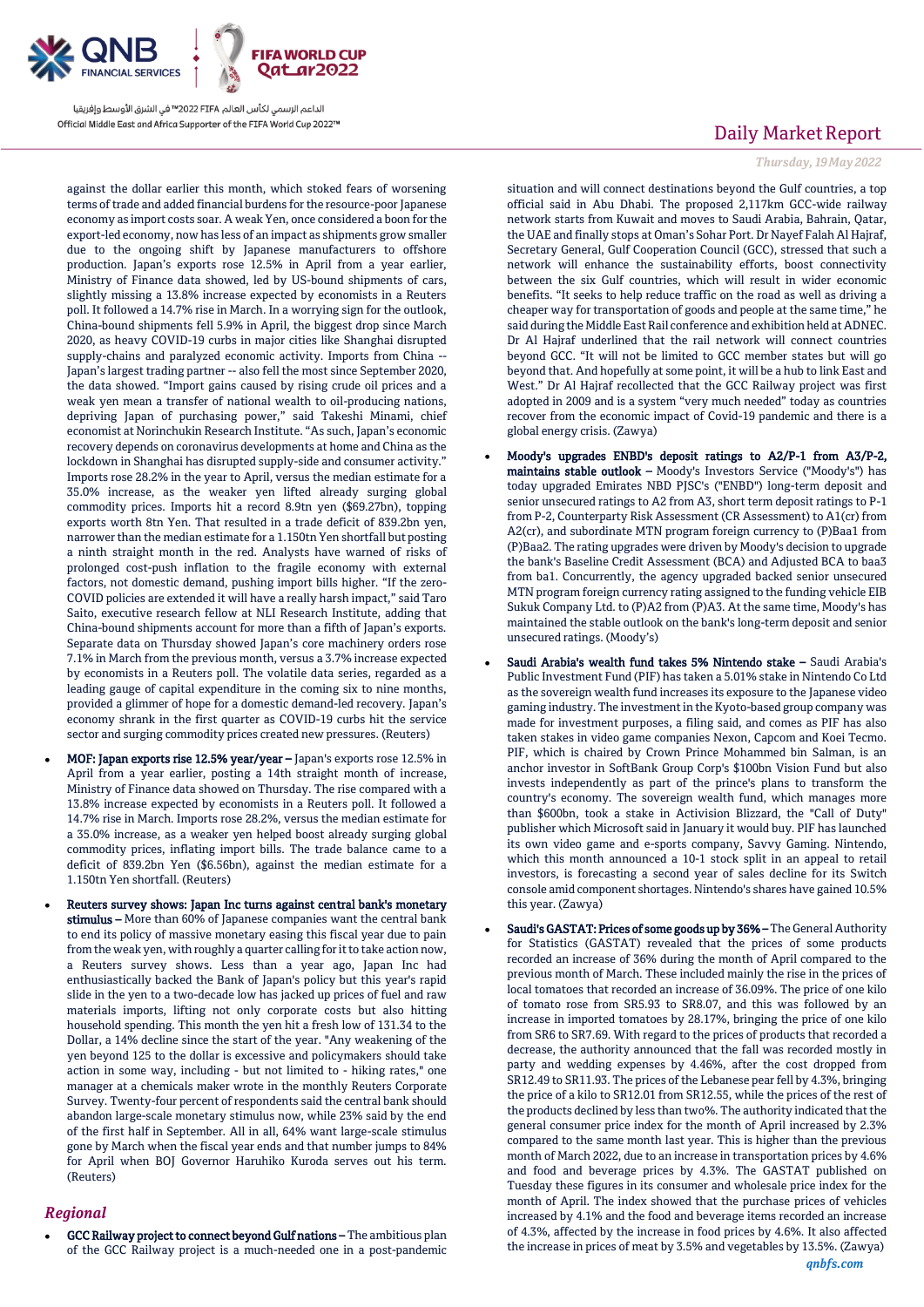against the dollar earlier this month, which stoked fears of worsening terms of trade and added financial burdens for the resource-poor Japanese economy as import costs soar. A weak Yen, once considered a boon for the export-led economy, now has less of an impact as shipments grow smaller due to the ongoing shift by Japanese manufacturers to offshore production. Japan's exports rose 12.5% in April from a year earlier, Ministry of Finance data showed, led by US-bound shipments of cars, slightly missing a 13.8% increase expected by economists in a Reuters poll. It followed a 14.7% rise in March. In a worrying sign for the outlook, China-bound shipments fell 5.9% in April, the biggest drop since March 2020, as heavy COVID-19 curbs in major cities like Shanghai disrupted supply-chains and paralyzed economic activity. Imports from China -- Japan's largest trading partner -- also fell the most since September 2020, the data showed. "Import gains caused by rising crude oil prices and a weak yen mean a transfer of national wealth to oil-producing nations, depriving Japan of purchasing power," said Takeshi Minami, chief economist at Norinchukin Research Institute. "As such, Japan's economic recovery depends on coronavirus developments at home and China as the lockdown in Shanghai has disrupted supply-side and consumer activity." Imports rose 28.2% in the year to April, versus the median estimate for a 35.0% increase, as the weaker yen lifted already surging global commodity prices. Imports hit a record 8.9tn yen ($69.27bn), topping exports worth 8tn Yen. That resulted in a trade deficit of 839.2bn yen, narrower than the median estimate for a 1.150tn Yen shortfall but posting a ninth straight month in the red. Analysts have warned of risks of prolonged cost-push inflation to the fragile economy with external factors, not domestic demand, pushing import bills higher. "If the zero-COVID policies are extended it will have a really harsh impact," said Taro Saito, executive research fellow at NLI Research Institute, adding that China-bound shipments account for more than a fifth of Japan's exports. Separate data on Thursday showed Japan's core machinery orders rose 7.1% in March from the previous month, versus a 3.7% increase expected by economists in a Reuters poll. The volatile data series, regarded as a leading gauge of capital expenditure in the coming six to nine months, provided a glimmer of hope for a domestic demand-led recovery. Japan's economy shrank in the first quarter as COVID-19 curbs hit the service sector and surging commodity prices created new pressures. (Reuters)

- **MOF: Japan exports rise 12.5% year/year –** Japan's exports rose 12.5% in April from a year earlier, posting a 14th straight month of increase, Ministry of Finance data showed on Thursday. The rise compared with a 13.8% increase expected by economists in a Reuters poll. It followed a 14.7% rise in March. Imports rose 28.2%, versus the median estimate for a 35.0% increase, as a weaker yen helped boost already surging global commodity prices, inflating import bills. The trade balance came to a deficit of 839.2bn Yen ($6.56bn), against the median estimate for a 1.150tn Yen shortfall. (Reuters)
- **Reuters survey shows: Japan Inc turns against central bank's monetary stimulus –** More than 60% of Japanese companies want the central bank to end its policy of massive monetary easing this fiscal year due to pain from the weak yen, with roughly a quarter calling for it to take action now, a Reuters survey shows. Less than a year ago, Japan Inc had enthusiastically backed the Bank of Japan's policy but this year's rapid slide in the yen to a two-decade low has jacked up prices of fuel and raw materials imports, lifting not only corporate costs but also hitting household spending. This month the yen hit a fresh low of 131.34 to the Dollar, a 14% decline since the start of the year. "Any weakening of the yen beyond 125 to the dollar is excessive and policymakers should take action in some way, including - but not limited to - hiking rates," one manager at a chemicals maker wrote in the monthly Reuters Corporate Survey. Twenty-four percent of respondents said the central bank should abandon large-scale monetary stimulus now, while 23% said by the end of the first half in September. All in all, 64% want large-scale stimulus gone by March when the fiscal year ends and that number jumps to 84% for April when BOJ Governor Haruhiko Kuroda serves out his term. (Reuters)

## *Regional*

- **GCC Railway project to connect beyond Gulf nations –** The ambitious plan of the GCC Railway project is a much-needed one in a post-pandemic situation and will connect destinations beyond the Gulf countries, a top official said in Abu Dhabi. The proposed 2,117km GCC-wide railway network starts from Kuwait and moves to Saudi Arabia, Bahrain, Qatar, the UAE and finally stops at Oman's Sohar Port. Dr Nayef Falah Al Hajraf, Secretary General, Gulf Cooperation Council (GCC), stressed that such a network will enhance the sustainability efforts, boost connectivity between the six Gulf countries, which will result in wider economic benefits. "It seeks to help reduce traffic on the road as well as driving a cheaper way for transportation of goods and people at the same time," he said during the Middle East Rail conference and exhibition held at ADNEC. Dr Al Hajraf underlined that the rail network will connect countries beyond GCC. "It will not be limited to GCC member states but will go beyond that. And hopefully at some point, it will be a hub to link East and West." Dr Al Hajraf recollected that the GCC Railway project was first adopted in 2009 and is a system "very much needed" today as countries recover from the economic impact of Covid-19 pandemic and there is a global energy crisis. (Zawya)
- **Moody's upgrades ENBD's deposit ratings to A2/P-1 from A3/P-2, maintains stable outlook –** Moody's Investors Service ("Moody's") has today upgraded Emirates NBD PJSC's ("ENBD") long-term deposit and senior unsecured ratings to A2 from A3, short term deposit ratings to P-1 from P-2, Counterparty Risk Assessment (CR Assessment) to A1(cr) from A2(cr), and subordinate MTN program foreign currency to (P)Baa1 from (P)Baa2. The rating upgrades were driven by Moody's decision to upgrade the bank's Baseline Credit Assessment (BCA) and Adjusted BCA to baa3 from ba1. Concurrently, the agency upgraded backed senior unsecured MTN program foreign currency rating assigned to the funding vehicle EIB Sukuk Company Ltd. to (P)A2 from (P)A3. At the same time, Moody's has maintained the stable outlook on the bank's long-term deposit and senior unsecured ratings. (Moody's)
- **Saudi Arabia's wealth fund takes 5% Nintendo stake –** Saudi Arabia's Public Investment Fund (PIF) has taken a 5.01% stake in Nintendo Co Ltd as the sovereign wealth fund increases its exposure to the Japanese video gaming industry. The investment in the Kyoto-based group company was made for investment purposes, a filing said, and comes as PIF has also taken stakes in video game companies Nexon, Capcom and Koei Tecmo. PIF, which is chaired by Crown Prince Mohammed bin Salman, is an anchor investor in SoftBank Group Corp's $100bn Vision Fund but also invests independently as part of the prince's plans to transform the country's economy. The sovereign wealth fund, which manages more than $600bn, took a stake in Activision Blizzard, the "Call of Duty" publisher which Microsoft said in January it would buy. PIF has launched its own video game and e-sports company, Savvy Gaming. Nintendo, which this month announced a 10-1 stock split in an appeal to retail investors, is forecasting a second year of sales decline for its Switch console amid component shortages. Nintendo's shares have gained 10.5% this year. (Zawya)
- **Saudi's GASTAT: Prices of some goods up by 36% –** The General Authority for Statistics (GASTAT) revealed that the prices of some products recorded an increase of 36% during the month of April compared to the previous month of March. These included mainly the rise in the prices of local tomatoes that recorded an increase of 36.09%. The price of one kilo of tomato rose from SR5.93 to SR8.07, and this was followed by an increase in imported tomatoes by 28.17%, bringing the price of one kilo from SR6 to SR7.69. With regard to the prices of products that recorded a decrease, the authority announced that the fall was recorded mostly in party and wedding expenses by 4.46%, after the cost dropped from SR12.49 to SR11.93. The prices of the Lebanese pear fell by 4.3%, bringing the price of a kilo to SR12.01 from SR12.55, while the prices of the rest of the products declined by less than two%. The authority indicated that the general consumer price index for the month of April increased by 2.3% compared to the same month last year. This is higher than the previous month of March 2022, due to an increase in transportation prices by 4.6% and food and beverage prices by 4.3%. The GASTAT published on Tuesday these figures in its consumer and wholesale price index for the month of April. The index showed that the purchase prices of vehicles increased by 4.1% and the food and beverage items recorded an increase of 4.3%, affected by the increase in food prices by 4.6%. It also affected the increase in prices of meat by 3.5% and vegetables by 13.5%. (Zawya)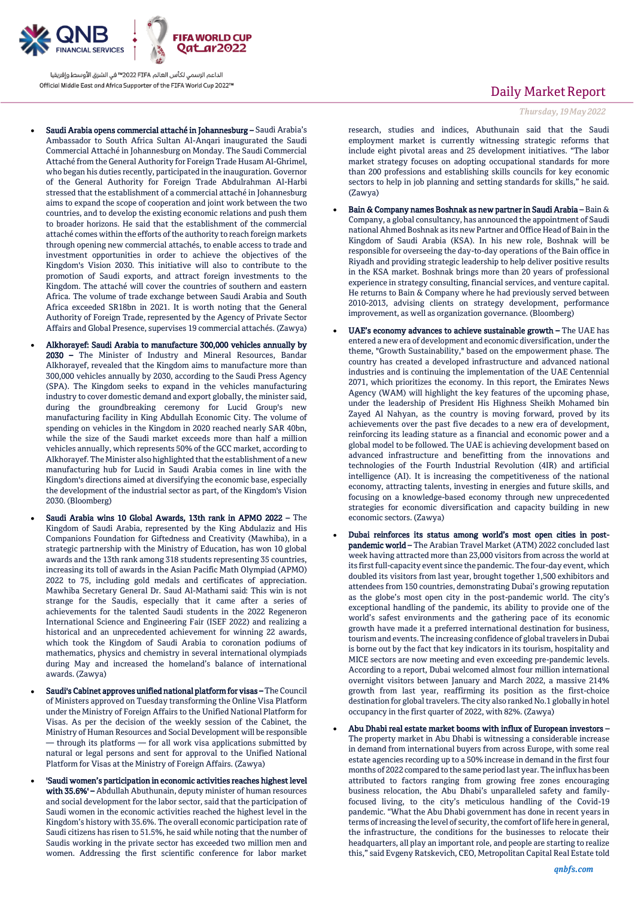- **Saudi Arabia opens commercial attaché in Johannesburg –** Saudi Arabia's Ambassador to South Africa Sultan Al-Angari inaugurated the Saudi Commercial Attaché in Johannesburg on Monday. The Saudi Commercial Attaché from the General Authority for Foreign Trade Husam Al-Ghrimel, who began his duties recently, participated in the inauguration. Governor of the General Authority for Foreign Trade Abdulrahman Al-Harbi stressed that the establishment of a commercial attaché in Johannesburg aims to expand the scope of cooperation and joint work between the two countries, and to develop the existing economic relations and push them to broader horizons. He said that the establishment of the commercial attaché comes within the efforts of the authority to reach foreign markets through opening new commercial attachés, to enable access to trade and investment opportunities in order to achieve the objectives of the Kingdom's Vision 2030. This initiative will also to contribute to the promotion of Saudi exports, and attract foreign investments to the Kingdom. The attaché will cover the countries of southern and eastern Africa. The volume of trade exchange between Saudi Arabia and South Africa exceeded SR18bn in 2021. It is worth noting that the General Authority of Foreign Trade, represented by the Agency of Private Sector Affairs and Global Presence, supervises 19 commercial attachés. (Zawya)

- **Alkhorayef: Saudi Arabia to manufacture 300,000 vehicles annually by 2030 –** The Minister of Industry and Mineral Resources, Bandar Alkhorayef, revealed that the Kingdom aims to manufacture more than 300,000 vehicles annually by 2030, according to the Saudi Press Agency (SPA). The Kingdom seeks to expand in the vehicles manufacturing industry to cover domestic demand and export globally, the minister said, during the groundbreaking ceremony for Lucid Group's new manufacturing facility in King Abdullah Economic City. The volume of spending on vehicles in the Kingdom in 2020 reached nearly SAR 40bn, while the size of the Saudi market exceeds more than half a million vehicles annually, which represents 50% of the GCC market, according to Alkhorayef. The Minister also highlighted that the establishment of a new manufacturing hub for Lucid in Saudi Arabia comes in line with the Kingdom's directions aimed at diversifying the economic base, especially the development of the industrial sector as part, of the Kingdom's Vision 2030. (Bloomberg)

- **Saudi Arabia wins 10 Global Awards, 13th rank in APMO 2022 –** The Kingdom of Saudi Arabia, represented by the King Abdulaziz and His Companions Foundation for Giftedness and Creativity (Mawhiba), in a strategic partnership with the Ministry of Education, has won 10 global awards and the 13th rank among 318 students representing 35 countries, increasing its toll of awards in the Asian Pacific Math Olympiad (APMO) 2022 to 75, including gold medals and certificates of appreciation. Mawhiba Secretary General Dr. Saud Al-Mathami said: This win is not strange for the Saudis, especially that it came after a series of achievements for the talented Saudi students in the 2022 Regeneron International Science and Engineering Fair (ISEF 2022) and realizing a historical and an unprecedented achievement for winning 22 awards, which took the Kingdom of Saudi Arabia to coronation podiums of mathematics, physics and chemistry in several international olympiads during May and increased the homeland's balance of international awards. (Zawya)

- **Saudi's Cabinet approves unified national platform for visas –** The Council of Ministers approved on Tuesday transforming the Online Visa Platform under the Ministry of Foreign Affairs to the Unified National Platform for Visas. As per the decision of the weekly session of the Cabinet, the Ministry of Human Resources and Social Development will be responsible — through its platforms — for all work visa applications submitted by natural or legal persons and sent for approval to the Unified National Platform for Visas at the Ministry of Foreign Affairs. (Zawya)

- **'Saudi women's participation in economic activities reaches highest level with 35.6%' –** Abdullah Abuthunain, deputy minister of human resources and social development for the labor sector, said that the participation of Saudi women in the economic activities reached the highest level in the Kingdom's history with 35.6%. The overall economic participation rate of Saudi citizens has risen to 51.5%, he said while noting that the number of Saudis working in the private sector has exceeded two million men and women. Addressing the first scientific conference for labor market research, studies and indices, Abuthunain said that the Saudi employment market is currently witnessing strategic reforms that include eight pivotal areas and 25 development initiatives. "The labor market strategy focuses on adopting occupational standards for more than 200 professions and establishing skills councils for key economic sectors to help in job planning and setting standards for skills," he said. (Zawya)

- **Bain & Company names Boshnak as new partner in Saudi Arabia –** Bain & Company, a global consultancy, has announced the appointment of Saudi national Ahmed Boshnak as its new Partner and Office Head of Bain in the Kingdom of Saudi Arabia (KSA). In his new role, Boshnak will be responsible for overseeing the day-to-day operations of the Bain office in Riyadh and providing strategic leadership to help deliver positive results in the KSA market. Boshnak brings more than 20 years of professional experience in strategy consulting, financial services, and venture capital. He returns to Bain & Company where he had previously served between 2010-2013, advising clients on strategy development, performance improvement, as well as organization governance. (Bloomberg)

- **UAE's economy advances to achieve sustainable growth –** The UAE has entered a new era of development and economic diversification, under the theme, "Growth Sustainability," based on the empowerment phase. The country has created a developed infrastructure and advanced national industries and is continuing the implementation of the UAE Centennial 2071, which prioritizes the economy. In this report, the Emirates News Agency (WAM) will highlight the key features of the upcoming phase, under the leadership of President His Highness Sheikh Mohamed bin Zayed Al Nahyan, as the country is moving forward, proved by its achievements over the past five decades to a new era of development, reinforcing its leading stature as a financial and economic power and a global model to be followed. The UAE is achieving development based on advanced infrastructure and benefitting from the innovations and technologies of the Fourth Industrial Revolution (4IR) and artificial intelligence (AI). It is increasing the competitiveness of the national economy, attracting talents, investing in energies and future skills, and focusing on a knowledge-based economy through new unprecedented strategies for economic diversification and capacity building in new economic sectors. (Zawya)

- **Dubai reinforces its status among world's most open cities in post-pandemic world –** The Arabian Travel Market (ATM) 2022 concluded last week having attracted more than 23,000 visitors from across the world at its first full-capacity event since the pandemic. The four-day event, which doubled its visitors from last year, brought together 1,500 exhibitors and attendees from 150 countries, demonstrating Dubai's growing reputation as the globe's most open city in the post-pandemic world. The city's exceptional handling of the pandemic, its ability to provide one of the world's safest environments and the gathering pace of its economic growth have made it a preferred international destination for business, tourism and events. The increasing confidence of global travelers in Dubai is borne out by the fact that key indicators in its tourism, hospitality and MICE sectors are now meeting and even exceeding pre-pandemic levels. According to a report, Dubai welcomed almost four million international overnight visitors between January and March 2022, a massive 214% growth from last year, reaffirming its position as the first-choice destination for global travelers. The city also ranked No.1 globally in hotel occupancy in the first quarter of 2022, with 82%. (Zawya)

- **Abu Dhabi real estate market booms with influx of European investors –** The property market in Abu Dhabi is witnessing a considerable increase in demand from international buyers from across Europe, with some real estate agencies recording up to a 50% increase in demand in the first four months of 2022 compared to the same period last year. The influx has been attributed to factors ranging from growing free zones encouraging business relocation, the Abu Dhabi's unparalleled safety and family-focused living, to the city's meticulous handling of the Covid-19 pandemic. "What the Abu Dhabi government has done in recent years in terms of increasing the level of security, the comfort of life here in general, the infrastructure, the conditions for the businesses to relocate their headquarters, all play an important role, and people are starting to realize this," said Evgeny Ratskevich, CEO, Metropolitan Capital Real Estate told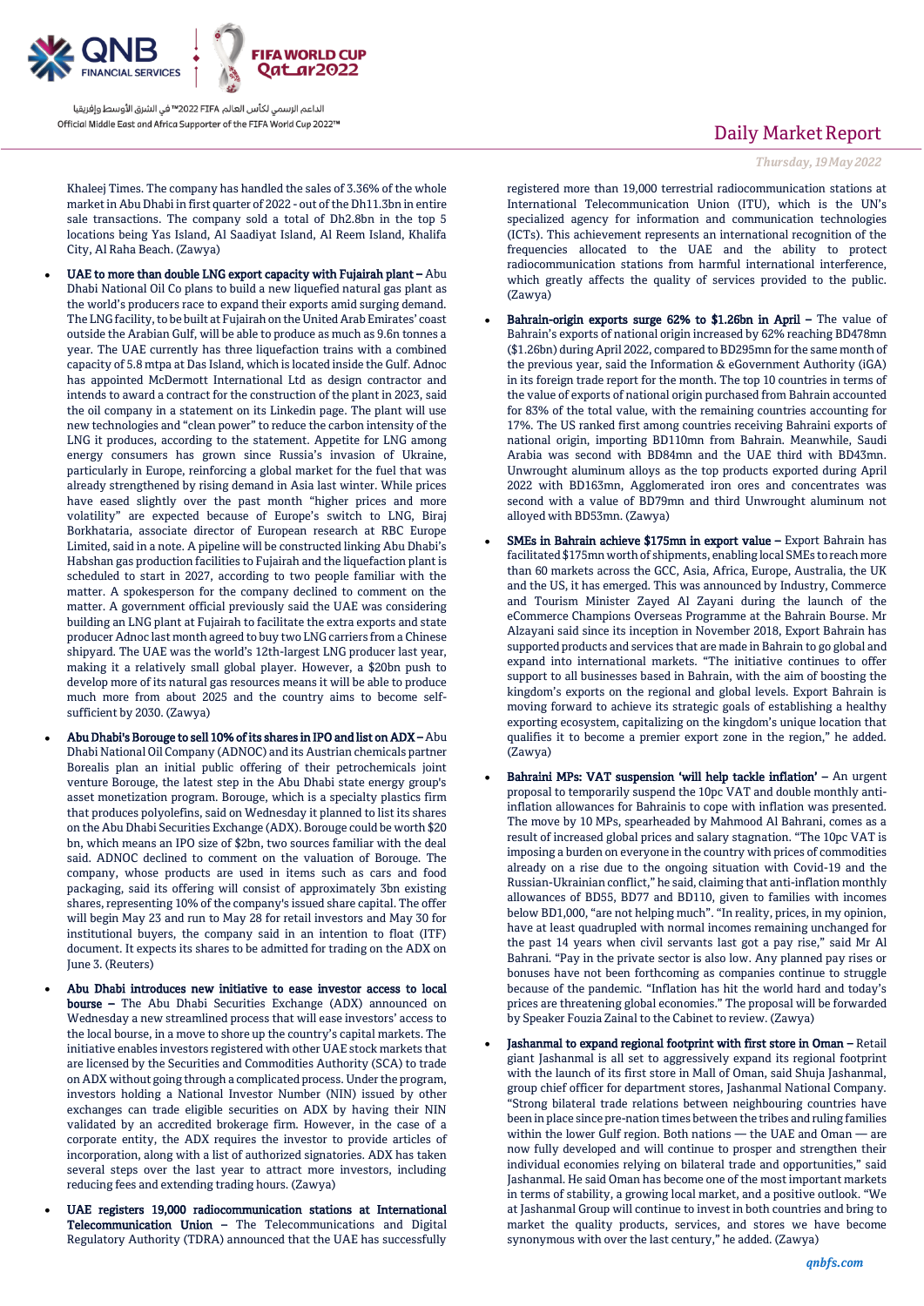Khaleej Times. The company has handled the sales of 3.36% of the whole market in Abu Dhabi in first quarter of 2022 - out of the Dh11.3bn in entire sale transactions. The company sold a total of Dh2.8bn in the top 5 locations being Yas Island, Al Saadiyat Island, Al Reem Island, Khalifa City, Al Raha Beach. (Zawya)

- **UAE to more than double LNG export capacity with Fujairah plant –** Abu Dhabi National Oil Co plans to build a new liquefied natural gas plant as the world's producers race to expand their exports amid surging demand. The LNG facility, to be built at Fujairah on the United Arab Emirates' coast outside the Arabian Gulf, will be able to produce as much as 9.6n tonnes a year. The UAE currently has three liquefaction trains with a combined capacity of 5.8 mtpa at Das Island, which is located inside the Gulf. Adnoc has appointed McDermott International Ltd as design contractor and intends to award a contract for the construction of the plant in 2023, said the oil company in a statement on its Linkedin page. The plant will use new technologies and "clean power" to reduce the carbon intensity of the LNG it produces, according to the statement. Appetite for LNG among energy consumers has grown since Russia's invasion of Ukraine, particularly in Europe, reinforcing a global market for the fuel that was already strengthened by rising demand in Asia last winter. While prices have eased slightly over the past month "higher prices and more volatility" are expected because of Europe's switch to LNG, Biraj Borkhataria, associate director of European research at RBC Europe Limited, said in a note. A pipeline will be constructed linking Abu Dhabi's Habshan gas production facilities to Fujairah and the liquefaction plant is scheduled to start in 2027, according to two people familiar with the matter. A spokesperson for the company declined to comment on the matter. A government official previously said the UAE was considering building an LNG plant at Fujairah to facilitate the extra exports and state producer Adnoc last month agreed to buy two LNG carriers from a Chinese shipyard. The UAE was the world's 12th-largest LNG producer last year, making it a relatively small global player. However, a $20bn push to develop more of its natural gas resources means it will be able to produce much more from about 2025 and the country aims to become self-sufficient by 2030. (Zawya)

- **Abu Dhabi's Borouge to sell 10% of its shares in IPO and list on ADX –** Abu Dhabi National Oil Company (ADNOC) and its Austrian chemicals partner Borealis plan an initial public offering of their petrochemicals joint venture Borouge, the latest step in the Abu Dhabi state energy group's asset monetization program. Borouge, which is a specialty plastics firm that produces polyolefins, said on Wednesday it planned to list its shares on the Abu Dhabi Securities Exchange (ADX). Borouge could be worth $20 bn, which means an IPO size of $2bn, two sources familiar with the deal said. ADNOC declined to comment on the valuation of Borouge. The company, whose products are used in items such as cars and food packaging, said its offering will consist of approximately 3bn existing shares, representing 10% of the company's issued share capital. The offer will begin May 23 and run to May 28 for retail investors and May 30 for institutional buyers, the company said in an intention to float (ITF) document. It expects its shares to be admitted for trading on the ADX on June 3. (Reuters)

- **Abu Dhabi introduces new initiative to ease investor access to local bourse –** The Abu Dhabi Securities Exchange (ADX) announced on Wednesday a new streamlined process that will ease investors' access to the local bourse, in a move to shore up the country's capital markets. The initiative enables investors registered with other UAE stock markets that are licensed by the Securities and Commodities Authority (SCA) to trade on ADX without going through a complicated process. Under the program, investors holding a National Investor Number (NIN) issued by other exchanges can trade eligible securities on ADX by having their NIN validated by an accredited brokerage firm. However, in the case of a corporate entity, the ADX requires the investor to provide articles of incorporation, along with a list of authorized signatories. ADX has taken several steps over the last year to attract more investors, including reducing fees and extending trading hours. (Zawya)

- **UAE registers 19,000 radiocommunication stations at International Telecommunication Union –** The Telecommunications and Digital Regulatory Authority (TDRA) announced that the UAE has successfully registered more than 19,000 terrestrial radiocommunication stations at International Telecommunication Union (ITU), which is the UN's specialized agency for information and communication technologies (ICTs). This achievement represents an international recognition of the frequencies allocated to the UAE and the ability to protect radiocommunication stations from harmful international interference, which greatly affects the quality of services provided to the public. (Zawya)

- **Bahrain-origin exports surge 62% to $1.26bn in April –** The value of Bahrain's exports of national origin increased by 62% reaching BD478mn ($1.26bn) during April 2022, compared to BD295mn for the same month of the previous year, said the Information & eGovernment Authority (iGA) in its foreign trade report for the month. The top 10 countries in terms of the value of exports of national origin purchased from Bahrain accounted for 83% of the total value, with the remaining countries accounting for 17%. The US ranked first among countries receiving Bahraini exports of national origin, importing BD110mn from Bahrain. Meanwhile, Saudi Arabia was second with BD84mn and the UAE third with BD43mn. Unwrought aluminum alloys as the top products exported during April 2022 with BD163mn, Agglomerated iron ores and concentrates was second with a value of BD79mn and third Unwrought aluminum not alloyed with BD53mn. (Zawya)

- **SMEs in Bahrain achieve $175mn in export value –** Export Bahrain has facilitated $175mn worth of shipments, enabling local SMEs to reach more than 60 markets across the GCC, Asia, Africa, Europe, Australia, the UK and the US, it has emerged. This was announced by Industry, Commerce and Tourism Minister Zayed Al Zayani during the launch of the eCommerce Champions Overseas Programme at the Bahrain Bourse. Mr Alzayani said since its inception in November 2018, Export Bahrain has supported products and services that are made in Bahrain to go global and expand into international markets. "The initiative continues to offer support to all businesses based in Bahrain, with the aim of boosting the kingdom's exports on the regional and global levels. Export Bahrain is moving forward to achieve its strategic goals of establishing a healthy exporting ecosystem, capitalizing on the kingdom's unique location that qualifies it to become a premier export zone in the region," he added. (Zawya)

- **Bahraini MPs: VAT suspension 'will help tackle inflation' –** An urgent proposal to temporarily suspend the 10pc VAT and double monthly anti-inflation allowances for Bahrainis to cope with inflation was presented. The move by 10 MPs, spearheaded by Mahmood Al Bahrani, comes as a result of increased global prices and salary stagnation. "The 10pc VAT is imposing a burden on everyone in the country with prices of commodities already on a rise due to the ongoing situation with Covid-19 and the Russian-Ukrainian conflict," he said, claiming that anti-inflation monthly allowances of BD55, BD77 and BD110, given to families with incomes below BD1,000, "are not helping much". "In reality, prices, in my opinion, have at least quadrupled with normal incomes remaining unchanged for the past 14 years when civil servants last got a pay rise," said Mr Al Bahrani. "Pay in the private sector is also low. Any planned pay rises or bonuses have not been forthcoming as companies continue to struggle because of the pandemic. "Inflation has hit the world hard and today's prices are threatening global economies." The proposal will be forwarded by Speaker Fouzia Zainal to the Cabinet to review. (Zawya)

- **Jashanmal to expand regional footprint with first store in Oman –** Retail giant Jashanmal is all set to aggressively expand its regional footprint with the launch of its first store in Mall of Oman, said Shuja Jashanmal, group chief officer for department stores, Jashanmal National Company. "Strong bilateral trade relations between neighbouring countries have been in place since pre-nation times between the tribes and ruling families within the lower Gulf region. Both nations — the UAE and Oman — are now fully developed and will continue to prosper and strengthen their individual economies relying on bilateral trade and opportunities," said Jashanmal. He said Oman has become one of the most important markets in terms of stability, a growing local market, and a positive outlook. "We at Jashanmal Group will continue to invest in both countries and bring to market the quality products, services, and stores we have become synonymous with over the last century," he added. (Zawya)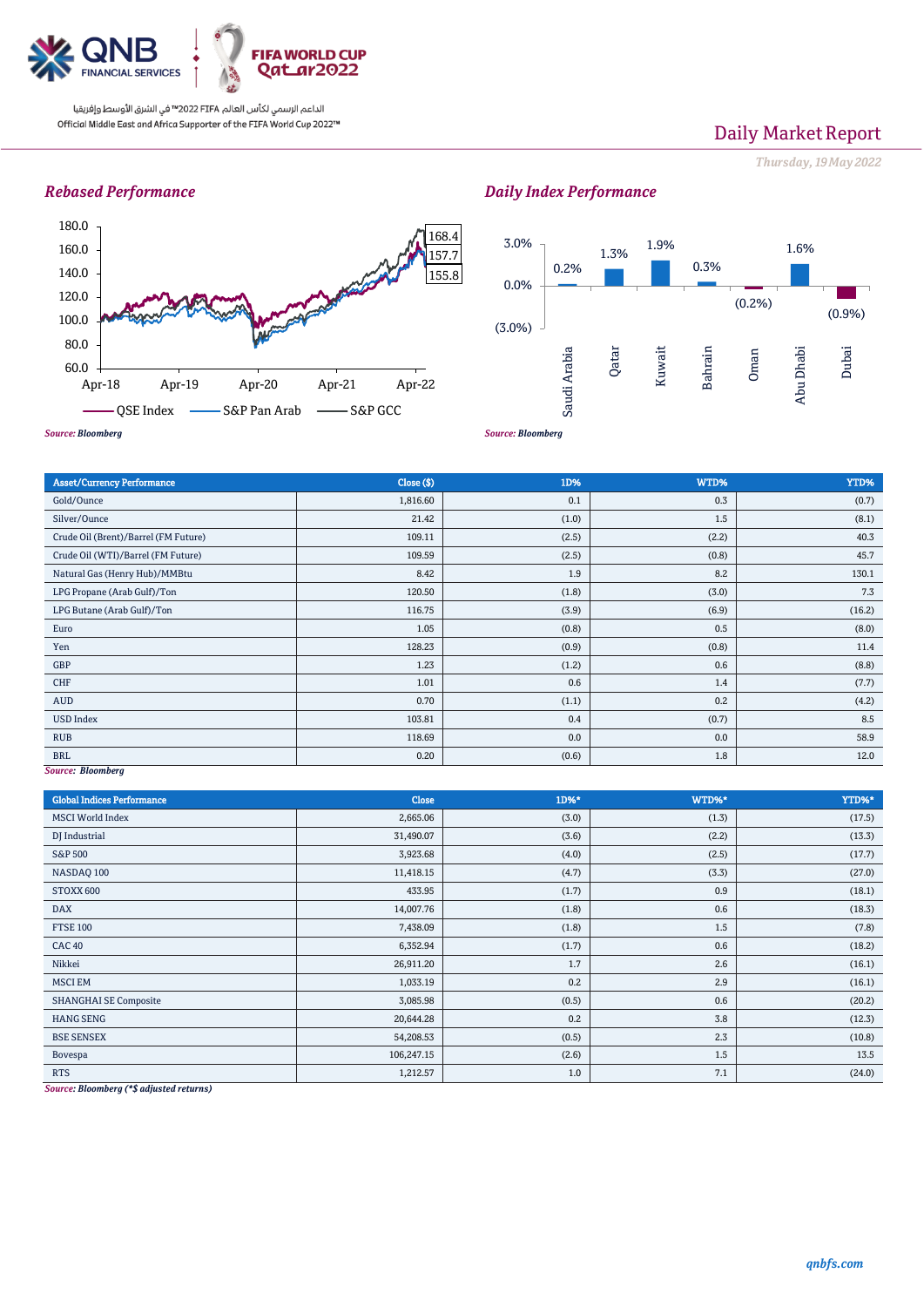# Daily Market Report

*Thursday, 19 May 2022*

## Rebased Performance

180.0
160.0
140.0
120.0
100.0
80.0
60.0

Apr-18 Apr-19 Apr-20 Apr-21 Apr-22

168.4
157.7
155.8

QSE Index — S&P Pan Arab — S&P GCC

*Source: Bloomberg*

## Daily Index Performance

| Saudi Arabia | Qatar | Kuwait | Bahrain | Oman | Abu Dhabi | Dubai |
|---|---|---|---|---|---|---|
| 0.2% | 1.3% | 1.9% | 0.3% | (0.2%) | 1.6% | (0.9%) |

*Source: Bloomberg*

| Asset/Currency Performance | Close ($) | 1D% | WTD% | YTD% |
|---|---|---|---|---|
| Gold/Ounce | 1,816.60 | 0.1 | 0.3 | (0.7) |
| Silver/Ounce | 21.42 | (1.0) | 1.5 | (8.1) |
| Crude Oil (Brent)/Barrel (FM Future) | 109.11 | (2.5) | (2.2) | 40.3 |
| Crude Oil (WTI)/Barrel (FM Future) | 109.59 | (2.5) | (0.8) | 45.7 |
| Natural Gas (Henry Hub)/MMBtu | 8.42 | 1.9 | 8.2 | 130.1 |
| LPG Propane (Arab Gulf)/Ton | 120.50 | (1.8) | (3.0) | 7.3 |
| LPG Butane (Arab Gulf)/Ton | 116.75 | (3.9) | (6.9) | (16.2) |
| Euro | 1.05 | (0.8) | 0.5 | (8.0) |
| Yen | 128.23 | (0.9) | (0.8) | 11.4 |
| GBP | 1.23 | (1.2) | 0.6 | (8.8) |
| CHF | 1.01 | 0.6 | 1.4 | (7.7) |
| AUD | 0.70 | (1.1) | 0.2 | (4.2) |
| USD Index | 103.81 | 0.4 | (0.7) | 8.5 |
| RUB | 118.69 | 0.0 | 0.0 | 58.9 |
| BRL | 0.20 | (0.6) | 1.8 | 12.0 |

*Source: Bloomberg*

| Global Indices Performance | Close | 1D%* | WTD%* | YTD%* |
|---|---|---|---|---|
| MSCI World Index | 2,665.06 | (3.0) | (1.3) | (17.5) |
| DJ Industrial | 31,490.07 | (3.6) | (2.2) | (13.3) |
| S&P 500 | 3,923.68 | (4.0) | (2.5) | (17.7) |
| NASDAQ 100 | 11,418.15 | (4.7) | (3.3) | (27.0) |
| STOXX 600 | 433.95 | (1.7) | 0.9 | (18.1) |
| DAX | 14,007.76 | (1.8) | 0.6 | (18.3) |
| FTSE 100 | 7,438.09 | (1.8) | 1.5 | (7.8) |
| CAC 40 | 6,352.94 | (1.7) | 0.6 | (18.2) |
| Nikkei | 26,911.20 | 1.7 | 2.6 | (16.1) |
| MSCI EM | 1,033.19 | 0.2 | 2.9 | (16.1) |
| SHANGHAI SE Composite | 3,085.98 | (0.5) | 0.6 | (20.2) |
| HANG SENG | 20,644.28 | 0.2 | 3.8 | (12.3) |
| BSE SENSEX | 54,208.53 | (0.5) | 2.3 | (10.8) |
| Bovespa | 106,247.15 | (2.6) | 1.5 | 13.5 |
| RTS | 1,212.57 | 1.0 | 7.1 | (24.0) |

*Source: Bloomberg (*$ adjusted returns)*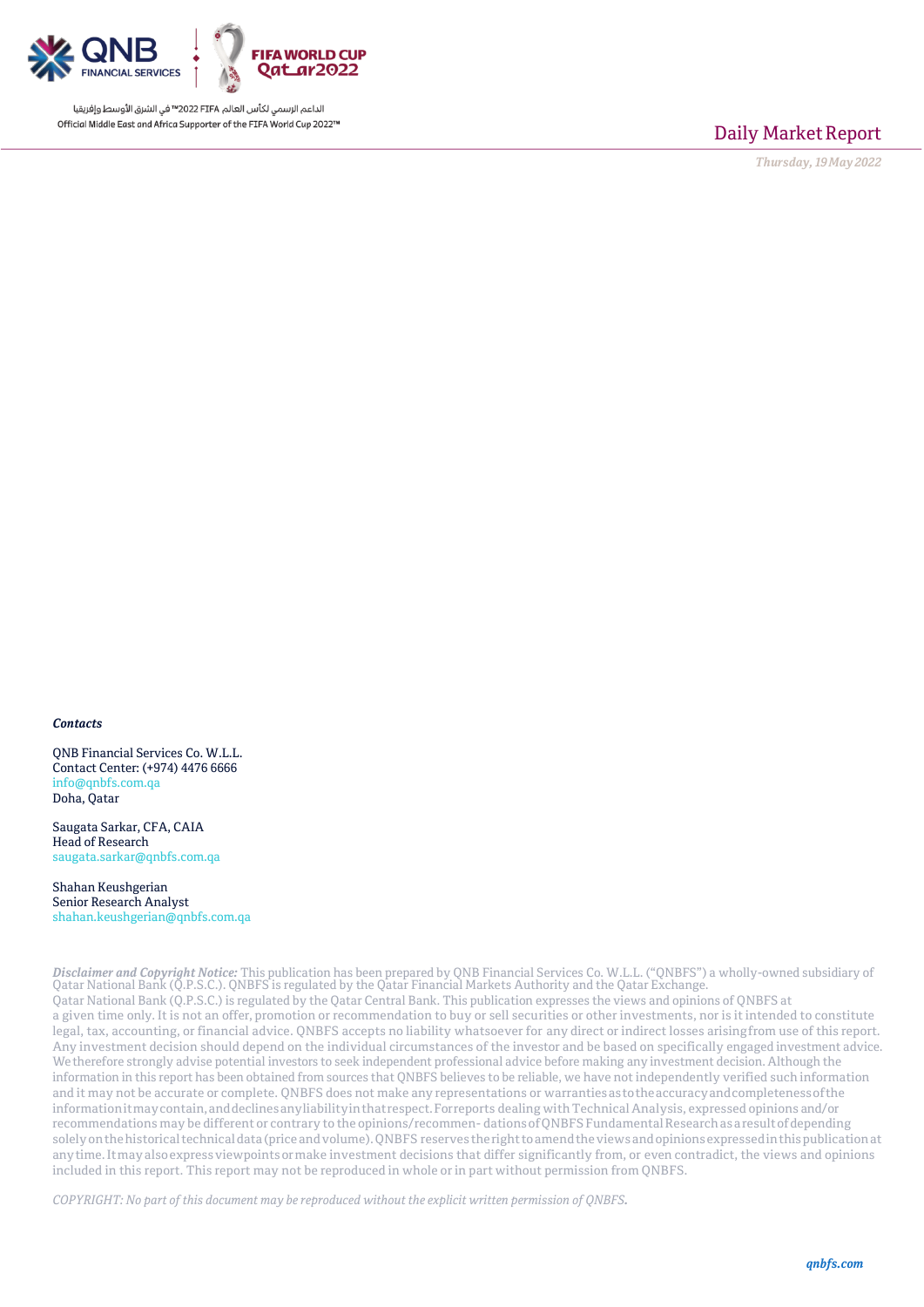*Contacts*

QNB Financial Services Co. W.L.L.
Contact Center: (+974) 4476 6666
info@qnbfs.com.qa
Doha, Qatar

Saugata Sarkar, CFA, CAIA
Head of Research
saugata.sarkar@qnbfs.com.qa

Shahan Keushgerian
Senior Research Analyst
shahan.keushgerian@qnbfs.com.qa

***Disclaimer and Copyright Notice:*** This publication has been prepared by QNB Financial Services Co. W.L.L. ("QNBFS") a wholly-owned subsidiary of Qatar National Bank (Q.P.S.C.). QNBFS is regulated by the Qatar Financial Markets Authority and the Qatar Exchange. Qatar National Bank (Q.P.S.C.) is regulated by the Qatar Central Bank. This publication expresses the views and opinions of QNBFS at a given time only. It is not an offer, promotion or recommendation to buy or sell securities or other investments, nor is it intended to constitute legal, tax, accounting, or financial advice. QNBFS accepts no liability whatsoever for any direct or indirect losses arising from use of this report. Any investment decision should depend on the individual circumstances of the investor and be based on specifically engaged investment advice. We therefore strongly advise potential investors to seek independent professional advice before making any investment decision. Although the information in this report has been obtained from sources that QNBFS believes to be reliable, we have not independently verified such information and it may not be accurate or complete. QNBFS does not make any representations or warranties as to the accuracy and completeness of the information it may contain, and declines any liability in that respect. For reports dealing with Technical Analysis, expressed opinions and/or recommendations may be different or contrary to the opinions/recommen- dations of QNBFS Fundamental Research as a result of depending solely on the historical technical data (price and volume). QNBFS reserves the right to amend the views and opinions expressed in this publication at any time. It may also express viewpoints or make investment decisions that differ significantly from, or even contradict, the views and opinions included in this report. This report may not be reproduced in whole or in part without permission from QNBFS.

*COPYRIGHT: No part of this document may be reproduced without the explicit written permission of QNBFS.*